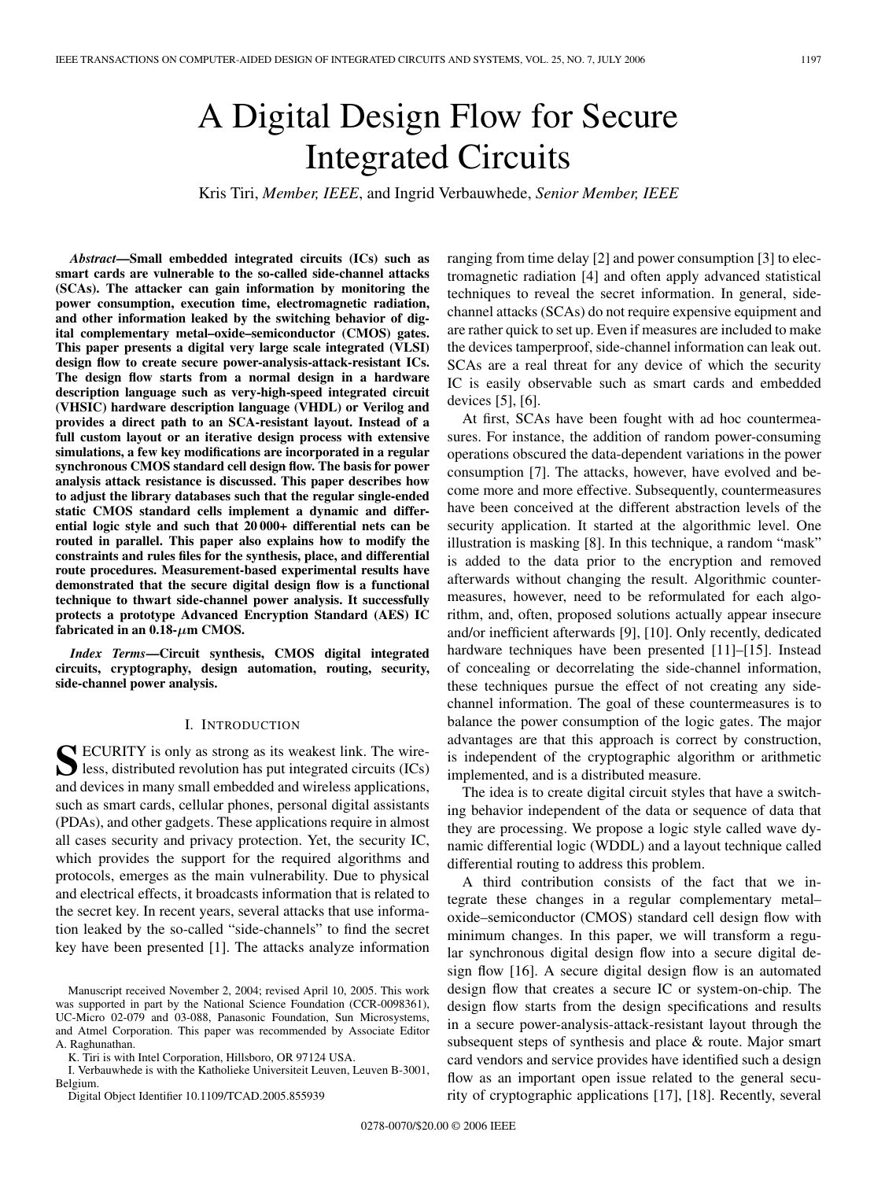# A Digital Design Flow for Secure Integrated Circuits

Kris Tiri, *Member, IEEE*, and Ingrid Verbauwhede, *Senior Member, IEEE*

***Abstract*—Small embedded integrated circuits (ICs) such as smart cards are vulnerable to the so-called side-channel attacks (SCAs). The attacker can gain information by monitoring the power consumption, execution time, electromagnetic radiation, and other information leaked by the switching behavior of digital complementary metal–oxide–semiconductor (CMOS) gates. This paper presents a digital very large scale integrated (VLSI) design flow to create secure power-analysis-attack-resistant ICs. The design flow starts from a normal design in a hardware description language such as very-high-speed integrated circuit (VHSIC) hardware description language (VHDL) or Verilog and provides a direct path to an SCA-resistant layout. Instead of a full custom layout or an iterative design process with extensive simulations, a few key modifications are incorporated in a regular synchronous CMOS standard cell design flow. The basis for power analysis attack resistance is discussed. This paper describes how to adjust the library databases such that the regular single-ended static CMOS standard cells implement a dynamic and differential logic style and such that 20 000+ differential nets can be routed in parallel. This paper also explains how to modify the constraints and rules files for the synthesis, place, and differential route procedures. Measurement-based experimental results have demonstrated that the secure digital design flow is a functional technique to thwart side-channel power analysis. It successfully protects a prototype Advanced Encryption Standard (AES) IC fabricated in an 0.18-μm CMOS.***

***Index Terms*—Circuit synthesis, CMOS digital integrated circuits, cryptography, design automation, routing, security, side-channel power analysis.**

## I. Introduction

Security is only as strong as its weakest link. The wireless, distributed revolution has put integrated circuits (ICs) and devices in many small embedded and wireless applications, such as smart cards, cellular phones, personal digital assistants (PDAs), and other gadgets. These applications require in almost all cases security and privacy protection. Yet, the security IC, which provides the support for the required algorithms and protocols, emerges as the main vulnerability. Due to physical and electrical effects, it broadcasts information that is related to the secret key. In recent years, several attacks that use information leaked by the so-called "side-channels" to find the secret key have been presented [1]. The attacks analyze information ranging from time delay [2] and power consumption [3] to electromagnetic radiation [4] and often apply advanced statistical techniques to reveal the secret information. In general, side-channel attacks (SCAs) do not require expensive equipment and are rather quick to set up. Even if measures are included to make the devices tamperproof, side-channel information can leak out. SCAs are a real threat for any device of which the security IC is easily observable such as smart cards and embedded devices [5], [6].

At first, SCAs have been fought with ad hoc countermeasures. For instance, the addition of random power-consuming operations obscured the data-dependent variations in the power consumption [7]. The attacks, however, have evolved and become more and more effective. Subsequently, countermeasures have been conceived at the different abstraction levels of the security application. It started at the algorithmic level. One illustration is masking [8]. In this technique, a random "mask" is added to the data prior to the encryption and removed afterwards without changing the result. Algorithmic countermeasures, however, need to be reformulated for each algorithm, and, often, proposed solutions actually appear insecure and/or inefficient afterwards [9], [10]. Only recently, dedicated hardware techniques have been presented [11]–[15]. Instead of concealing or decorrelating the side-channel information, these techniques pursue the effect of not creating any side-channel information. The goal of these countermeasures is to balance the power consumption of the logic gates. The major advantages are that this approach is correct by construction, is independent of the cryptographic algorithm or arithmetic implemented, and is a distributed measure.

The idea is to create digital circuit styles that have a switching behavior independent of the data or sequence of data that they are processing. We propose a logic style called wave dynamic differential logic (WDDL) and a layout technique called differential routing to address this problem.

A third contribution consists of the fact that we integrate these changes in a regular complementary metal–oxide–semiconductor (CMOS) standard cell design flow with minimum changes. In this paper, we will transform a regular synchronous digital design flow into a secure digital design flow [16]. A secure digital design flow is an automated design flow that creates a secure IC or system-on-chip. The design flow starts from the design specifications and results in a secure power-analysis-attack-resistant layout through the subsequent steps of synthesis and place & route. Major smart card vendors and service provides have identified such a design flow as an important open issue related to the general security of cryptographic applications [17], [18]. Recently, several

Manuscript received November 2, 2004; revised April 10, 2005. This work was supported in part by the National Science Foundation (CCR-0098361), UC-Micro 02-079 and 03-088, Panasonic Foundation, Sun Microsystems, and Atmel Corporation. This paper was recommended by Associate Editor A. Raghunathan.

K. Tiri is with Intel Corporation, Hillsboro, OR 97124 USA.

I. Verbauwhede is with the Katholieke Universiteit Leuven, Leuven B-3001, Belgium.

Digital Object Identifier 10.1109/TCAD.2005.855939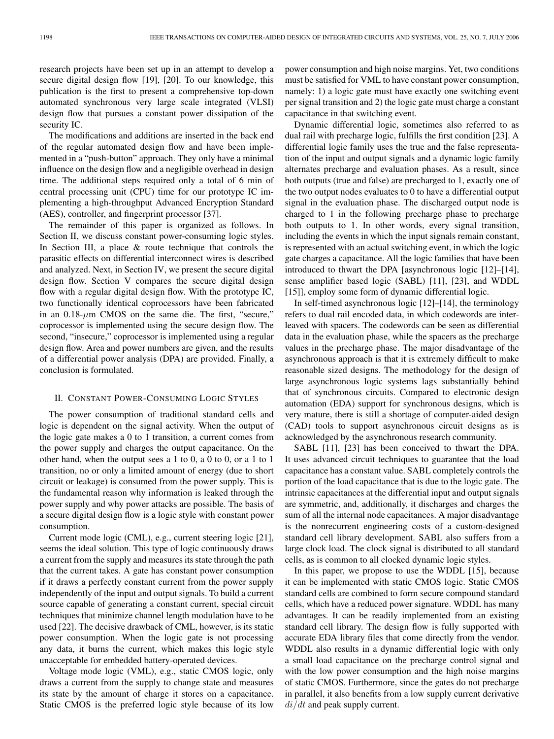research projects have been set up in an attempt to develop a secure digital design flow [19], [20]. To our knowledge, this publication is the first to present a comprehensive top-down automated synchronous very large scale integrated (VLSI) design flow that pursues a constant power dissipation of the security IC.

The modifications and additions are inserted in the back end of the regular automated design flow and have been implemented in a "push-button" approach. They only have a minimal influence on the design flow and a negligible overhead in design time. The additional steps required only a total of 6 min of central processing unit (CPU) time for our prototype IC implementing a high-throughput Advanced Encryption Standard (AES), controller, and fingerprint processor [37].

The remainder of this paper is organized as follows. In Section II, we discuss constant power-consuming logic styles. In Section III, a place & route technique that controls the parasitic effects on differential interconnect wires is described and analyzed. Next, in Section IV, we present the secure digital design flow. Section V compares the secure digital design flow with a regular digital design flow. With the prototype IC, two functionally identical coprocessors have been fabricated in an 0.18-$\mu$m CMOS on the same die. The first, "secure," coprocessor is implemented using the secure design flow. The second, "insecure," coprocessor is implemented using a regular design flow. Area and power numbers are given, and the results of a differential power analysis (DPA) are provided. Finally, a conclusion is formulated.

## II. Constant Power-Consuming Logic Styles

The power consumption of traditional standard cells and logic is dependent on the signal activity. When the output of the logic gate makes a 0 to 1 transition, a current comes from the power supply and charges the output capacitance. On the other hand, when the output sees a 1 to 0, a 0 to 0, or a 1 to 1 transition, no or only a limited amount of energy (due to short circuit or leakage) is consumed from the power supply. This is the fundamental reason why information is leaked through the power supply and why power attacks are possible. The basis of a secure digital design flow is a logic style with constant power consumption.

Current mode logic (CML), e.g., current steering logic [21], seems the ideal solution. This type of logic continuously draws a current from the supply and measures its state through the path that the current takes. A gate has constant power consumption if it draws a perfectly constant current from the power supply independently of the input and output signals. To build a current source capable of generating a constant current, special circuit techniques that minimize channel length modulation have to be used [22]. The decisive drawback of CML, however, is its static power consumption. When the logic gate is not processing any data, it burns the current, which makes this logic style unacceptable for embedded battery-operated devices.

Voltage mode logic (VML), e.g., static CMOS logic, only draws a current from the supply to change state and measures its state by the amount of charge it stores on a capacitance. Static CMOS is the preferred logic style because of its low power consumption and high noise margins. Yet, two conditions must be satisfied for VML to have constant power consumption, namely: 1) a logic gate must have exactly one switching event per signal transition and 2) the logic gate must charge a constant capacitance in that switching event.

Dynamic differential logic, sometimes also referred to as dual rail with precharge logic, fulfills the first condition [23]. A differential logic family uses the true and the false representation of the input and output signals and a dynamic logic family alternates precharge and evaluation phases. As a result, since both outputs (true and false) are precharged to 1, exactly one of the two output nodes evaluates to 0 to have a differential output signal in the evaluation phase. The discharged output node is charged to 1 in the following precharge phase to precharge both outputs to 1. In other words, every signal transition, including the events in which the input signals remain constant, is represented with an actual switching event, in which the logic gate charges a capacitance. All the logic families that have been introduced to thwart the DPA [asynchronous logic [12]–[14], sense amplifier based logic (SABL) [11], [23], and WDDL [15]], employ some form of dynamic differential logic.

In self-timed asynchronous logic [12]–[14], the terminology refers to dual rail encoded data, in which codewords are interleaved with spacers. The codewords can be seen as differential data in the evaluation phase, while the spacers as the precharge values in the precharge phase. The major disadvantage of the asynchronous approach is that it is extremely difficult to make reasonable sized designs. The methodology for the design of large asynchronous logic systems lags substantially behind that of synchronous circuits. Compared to electronic design automation (EDA) support for synchronous designs, which is very mature, there is still a shortage of computer-aided design (CAD) tools to support asynchronous circuit designs as is acknowledged by the asynchronous research community.

SABL [11], [23] has been conceived to thwart the DPA. It uses advanced circuit techniques to guarantee that the load capacitance has a constant value. SABL completely controls the portion of the load capacitance that is due to the logic gate. The intrinsic capacitances at the differential input and output signals are symmetric, and, additionally, it discharges and charges the sum of all the internal node capacitances. A major disadvantage is the nonrecurrent engineering costs of a custom-designed standard cell library development. SABL also suffers from a large clock load. The clock signal is distributed to all standard cells, as is common to all clocked dynamic logic styles.

In this paper, we propose to use the WDDL [15], because it can be implemented with static CMOS logic. Static CMOS standard cells are combined to form secure compound standard cells, which have a reduced power signature. WDDL has many advantages. It can be readily implemented from an existing standard cell library. The design flow is fully supported with accurate EDA library files that come directly from the vendor. WDDL also results in a dynamic differential logic with only a small load capacitance on the precharge control signal and with the low power consumption and the high noise margins of static CMOS. Furthermore, since the gates do not precharge in parallel, it also benefits from a low supply current derivative $di/dt$ and peak supply current.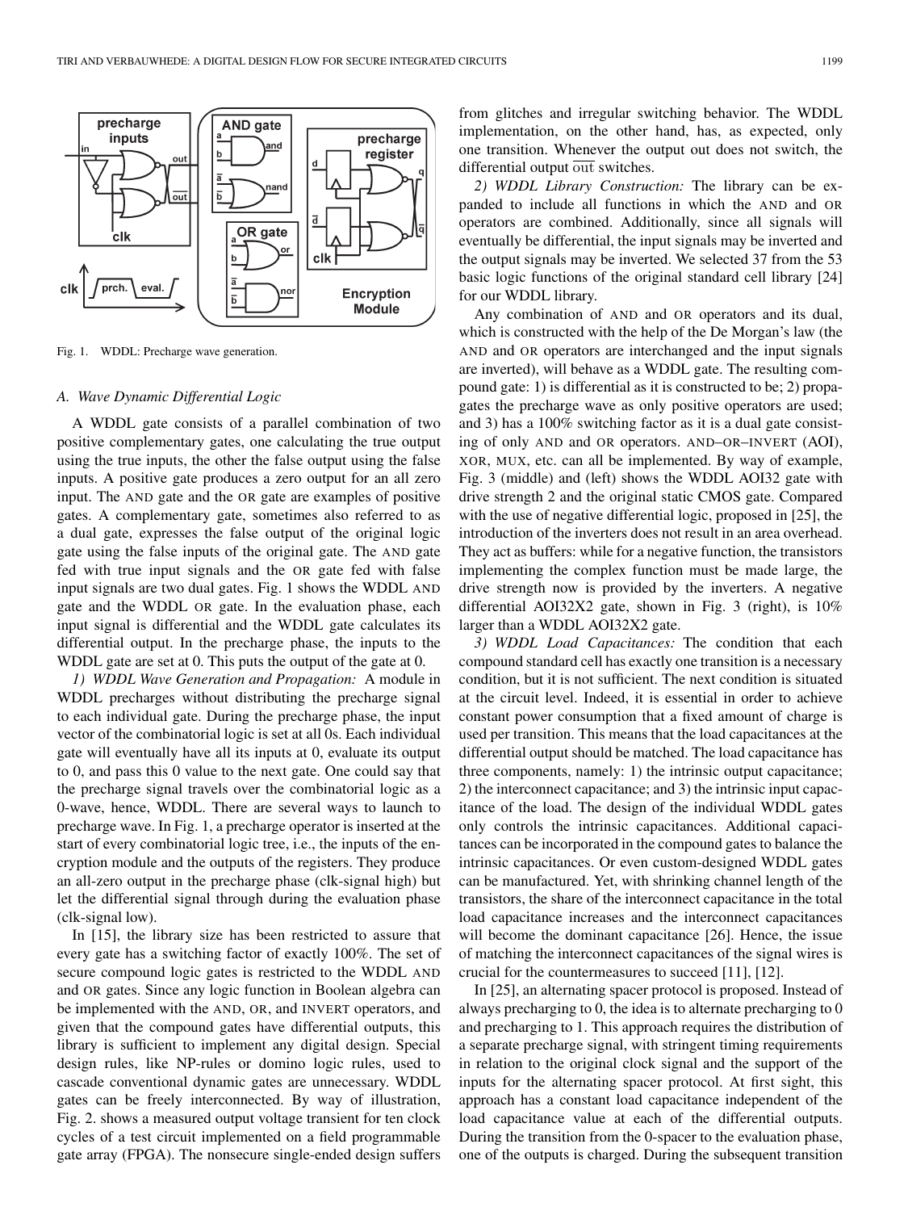Fig. 1. WDDL: Precharge wave generation.

### A. Wave Dynamic Differential Logic

A WDDL gate consists of a parallel combination of two positive complementary gates, one calculating the true output using the true inputs, the other the false output using the false inputs. A positive gate produces a zero output for an all zero input. The AND gate and the OR gate are examples of positive gates. A complementary gate, sometimes also referred to as a dual gate, expresses the false output of the original logic gate using the false inputs of the original gate. The AND gate fed with true input signals and the OR gate fed with false input signals are two dual gates. Fig. 1 shows the WDDL AND gate and the WDDL OR gate. In the evaluation phase, each input signal is differential and the WDDL gate calculates its differential output. In the precharge phase, the inputs to the WDDL gate are set at 0. This puts the output of the gate at 0.

*1) WDDL Wave Generation and Propagation:* A module in WDDL precharges without distributing the precharge signal to each individual gate. During the precharge phase, the input vector of the combinatorial logic is set at all 0s. Each individual gate will eventually have all its inputs at 0, evaluate its output to 0, and pass this 0 value to the next gate. One could say that the precharge signal travels over the combinatorial logic as a 0-wave, hence, WDDL. There are several ways to launch to precharge wave. In Fig. 1, a precharge operator is inserted at the start of every combinatorial logic tree, i.e., the inputs of the encryption module and the outputs of the registers. They produce an all-zero output in the precharge phase (clk-signal high) but let the differential signal through during the evaluation phase (clk-signal low).

In [15], the library size has been restricted to assure that every gate has a switching factor of exactly 100%. The set of secure compound logic gates is restricted to the WDDL AND and OR gates. Since any logic function in Boolean algebra can be implemented with the AND, OR, and INVERT operators, and given that the compound gates have differential outputs, this library is sufficient to implement any digital design. Special design rules, like NP-rules or domino logic rules, used to cascade conventional dynamic gates are unnecessary. WDDL gates can be freely interconnected. By way of illustration, Fig. 2. shows a measured output voltage transient for ten clock cycles of a test circuit implemented on a field programmable gate array (FPGA). The nonsecure single-ended design suffers from glitches and irregular switching behavior. The WDDL implementation, on the other hand, has, as expected, only one transition. Whenever the output out does not switch, the differential output $\overline{\text{out}}$ switches.

*2) WDDL Library Construction:* The library can be expanded to include all functions in which the AND and OR operators are combined. Additionally, since all signals will eventually be differential, the input signals may be inverted and the output signals may be inverted. We selected 37 from the 53 basic logic functions of the original standard cell library [24] for our WDDL library.

Any combination of AND and OR operators and its dual, which is constructed with the help of the De Morgan's law (the AND and OR operators are interchanged and the input signals are inverted), will behave as a WDDL gate. The resulting compound gate: 1) is differential as it is constructed to be; 2) propagates the precharge wave as only positive operators are used; and 3) has a 100% switching factor as it is a dual gate consisting of only AND and OR operators. AND–OR–INVERT (AOI), XOR, MUX, etc. can all be implemented. By way of example, Fig. 3 (middle) and (left) shows the WDDL AOI32 gate with drive strength 2 and the original static CMOS gate. Compared with the use of negative differential logic, proposed in [25], the introduction of the inverters does not result in an area overhead. They act as buffers: while for a negative function, the transistors implementing the complex function must be made large, the drive strength now is provided by the inverters. A negative differential AOI32X2 gate, shown in Fig. 3 (right), is 10% larger than a WDDL AOI32X2 gate.

*3) WDDL Load Capacitances:* The condition that each compound standard cell has exactly one transition is a necessary condition, but it is not sufficient. The next condition is situated at the circuit level. Indeed, it is essential in order to achieve constant power consumption that a fixed amount of charge is used per transition. This means that the load capacitances at the differential output should be matched. The load capacitance has three components, namely: 1) the intrinsic output capacitance; 2) the interconnect capacitance; and 3) the intrinsic input capacitance of the load. The design of the individual WDDL gates only controls the intrinsic capacitances. Additional capacitances can be incorporated in the compound gates to balance the intrinsic capacitances. Or even custom-designed WDDL gates can be manufactured. Yet, with shrinking channel length of the transistors, the share of the interconnect capacitance in the total load capacitance increases and the interconnect capacitances will become the dominant capacitance [26]. Hence, the issue of matching the interconnect capacitances of the signal wires is crucial for the countermeasures to succeed [11], [12].

In [25], an alternating spacer protocol is proposed. Instead of always precharging to 0, the idea is to alternate precharging to 0 and precharging to 1. This approach requires the distribution of a separate precharge signal, with stringent timing requirements in relation to the original clock signal and the support of the inputs for the alternating spacer protocol. At first sight, this approach has a constant load capacitance independent of the load capacitance value at each of the differential outputs. During the transition from the 0-spacer to the evaluation phase, one of the outputs is charged. During the subsequent transition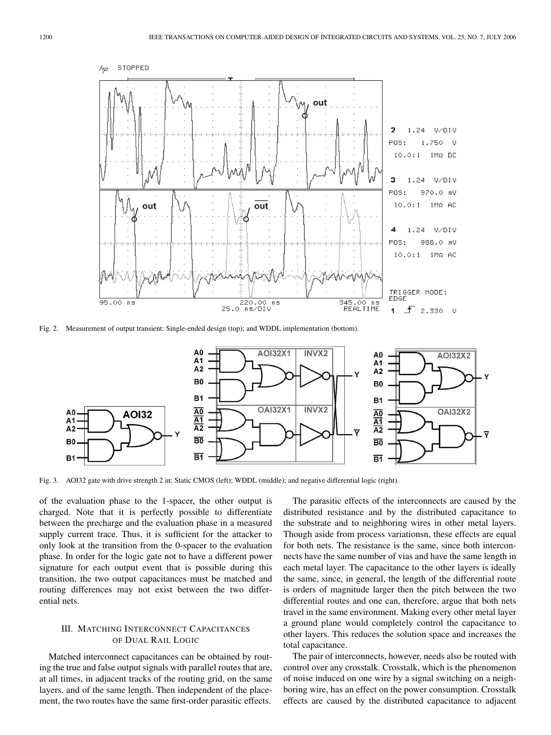hp STOPPED

out

2 1.24 V/DIV
POS: 1.750 V
10.0:1 1MΩ DC

3 1.24 V/DIV
POS: 970.0 mV
10.0:1 1MΩ AC

out

$\overline{\text{out}}$

4 1.24 V/DIV
POS: 986.0 mV
10.0:1 1MΩ AC

TRIGGER MODE:
EDGE

95.00 ns
220.00 ns
25.0 ns/DIV
345.00 ns
REALTIME

1 ↑ 2.330 V

Fig. 2. Measurement of output transient: Single-ended design (top); and WDDL implementation (bottom).

A0
A1
A2
B0
B1
AOI32
Y

A0
A1
A2
B0
B1
AOI32X1
INVX2
Y
$\overline{\text{A0}}$
$\overline{\text{A1}}$
$\overline{\text{A2}}$
$\overline{\text{B0}}$
$\overline{\text{B1}}$
OAI32X1
INVX2
$\overline{\text{Y}}$

A0
A1
A2
B0
B1
AOI32X2
Y
$\overline{\text{A0}}$
$\overline{\text{A1}}$
$\overline{\text{A2}}$
$\overline{\text{B0}}$
$\overline{\text{B1}}$
OAI32X2
$\overline{\text{Y}}$

Fig. 3. AOI32 gate with drive strength 2 in: Static CMOS (left); WDDL (middle); and negative differential logic (right).

of the evaluation phase to the 1-spacer, the other output is charged. Note that it is perfectly possible to differentiate between the precharge and the evaluation phase in a measured supply current trace. Thus, it is sufficient for the attacker to only look at the transition from the 0-spacer to the evaluation phase. In order for the logic gate not to have a different power signature for each output event that is possible during this transition, the two output capacitances must be matched and routing differences may not exist between the two differential nets.

## III. Matching Interconnect Capacitances of Dual Rail Logic

Matched interconnect capacitances can be obtained by routing the true and false output signals with parallel routes that are, at all times, in adjacent tracks of the routing grid, on the same layers, and of the same length. Then independent of the placement, the two routes have the same first-order parasitic effects.

The parasitic effects of the interconnects are caused by the distributed resistance and by the distributed capacitance to the substrate and to neighboring wires in other metal layers. Though aside from process variationsn, these effects are equal for both nets. The resistance is the same, since both interconnects have the same number of vias and have the same length in each metal layer. The capacitance to the other layers is ideally the same, since, in general, the length of the differential route is orders of magnitude larger then the pitch between the two differential routes and one can, therefore, argue that both nets travel in the same environment. Making every other metal layer a ground plane would completely control the capacitance to other layers. This reduces the solution space and increases the total capacitance.

The pair of interconnects, however, needs also be routed with control over any crosstalk. Crosstalk, which is the phenomenon of noise induced on one wire by a signal switching on a neighboring wire, has an effect on the power consumption. Crosstalk effects are caused by the distributed capacitance to adjacent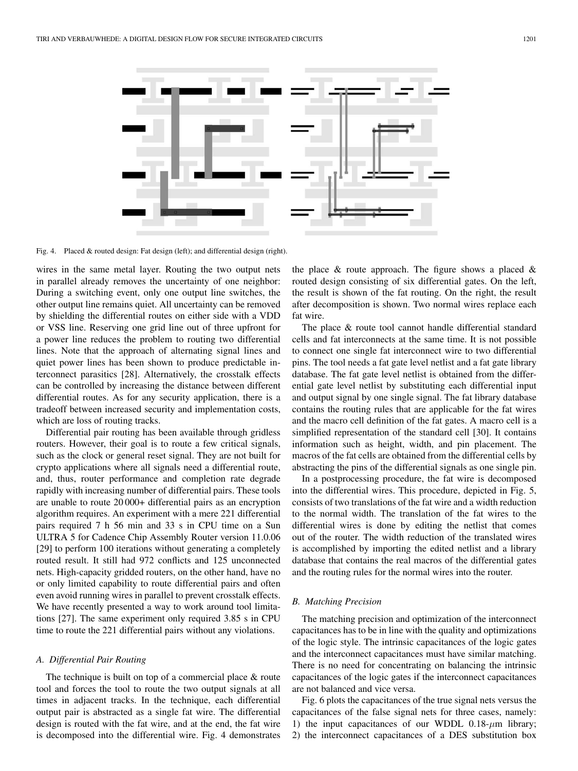Fig. 4. Placed & routed design: Fat design (left); and differential design (right).

wires in the same metal layer. Routing the two output nets in parallel already removes the uncertainty of one neighbor: During a switching event, only one output line switches, the other output line remains quiet. All uncertainty can be removed by shielding the differential routes on either side with a VDD or VSS line. Reserving one grid line out of three upfront for a power line reduces the problem to routing two differential lines. Note that the approach of alternating signal lines and quiet power lines has been shown to produce predictable interconnect parasitics [28]. Alternatively, the crosstalk effects can be controlled by increasing the distance between different differential routes. As for any security application, there is a tradeoff between increased security and implementation costs, which are loss of routing tracks.

Differential pair routing has been available through gridless routers. However, their goal is to route a few critical signals, such as the clock or general reset signal. They are not built for crypto applications where all signals need a differential route, and, thus, router performance and completion rate degrade rapidly with increasing number of differential pairs. These tools are unable to route 20 000+ differential pairs as an encryption algorithm requires. An experiment with a mere 221 differential pairs required 7 h 56 min and 33 s in CPU time on a Sun ULTRA 5 for Cadence Chip Assembly Router version 11.0.06 [29] to perform 100 iterations without generating a completely routed result. It still had 972 conflicts and 125 unconnected nets. High-capacity gridded routers, on the other hand, have no or only limited capability to route differential pairs and often even avoid running wires in parallel to prevent crosstalk effects. We have recently presented a way to work around tool limitations [27]. The same experiment only required 3.85 s in CPU time to route the 221 differential pairs without any violations.

### A. Differential Pair Routing

The technique is built on top of a commercial place & route tool and forces the tool to route the two output signals at all times in adjacent tracks. In the technique, each differential output pair is abstracted as a single fat wire. The differential design is routed with the fat wire, and at the end, the fat wire is decomposed into the differential wire. Fig. 4 demonstrates the place & route approach. The figure shows a placed & routed design consisting of six differential gates. On the left, the result is shown of the fat routing. On the right, the result after decomposition is shown. Two normal wires replace each fat wire.

The place & route tool cannot handle differential standard cells and fat interconnects at the same time. It is not possible to connect one single fat interconnect wire to two differential pins. The tool needs a fat gate level netlist and a fat gate library database. The fat gate level netlist is obtained from the differential gate level netlist by substituting each differential input and output signal by one single signal. The fat library database contains the routing rules that are applicable for the fat wires and the macro cell definition of the fat gates. A macro cell is a simplified representation of the standard cell [30]. It contains information such as height, width, and pin placement. The macros of the fat cells are obtained from the differential cells by abstracting the pins of the differential signals as one single pin.

In a postprocessing procedure, the fat wire is decomposed into the differential wires. This procedure, depicted in Fig. 5, consists of two translations of the fat wire and a width reduction to the normal width. The translation of the fat wires to the differential wires is done by editing the netlist that comes out of the router. The width reduction of the translated wires is accomplished by importing the edited netlist and a library database that contains the real macros of the differential gates and the routing rules for the normal wires into the router.

### B. Matching Precision

The matching precision and optimization of the interconnect capacitances has to be in line with the quality and optimizations of the logic style. The intrinsic capacitances of the logic gates and the interconnect capacitances must have similar matching. There is no need for concentrating on balancing the intrinsic capacitances of the logic gates if the interconnect capacitances are not balanced and vice versa.

Fig. 6 plots the capacitances of the true signal nets versus the capacitances of the false signal nets for three cases, namely: 1) the input capacitances of our WDDL 0.18-$\mu$m library; 2) the interconnect capacitances of a DES substitution box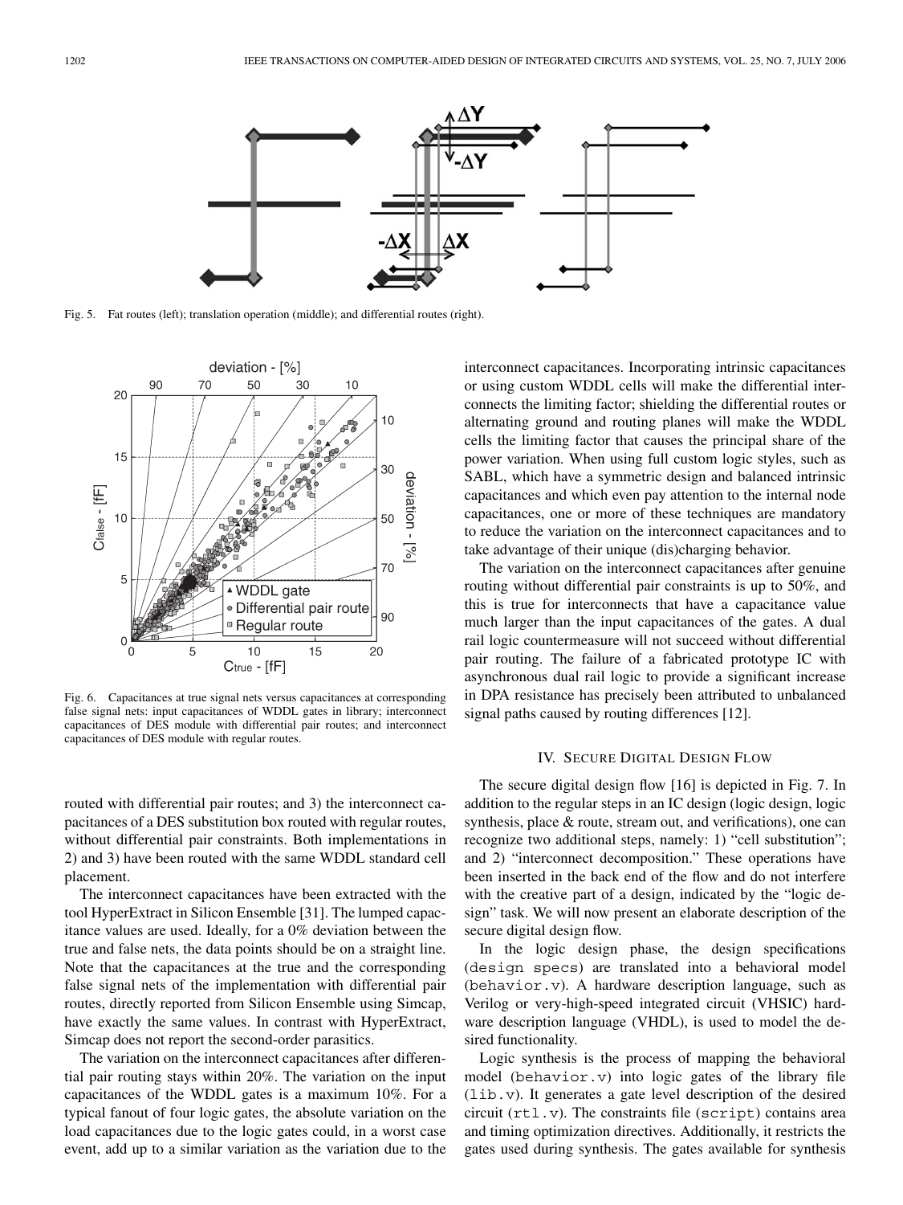ΔY

-ΔY

-ΔX ΔX

Fig. 5. Fat routes (left); translation operation (middle); and differential routes (right).

deviation - [%]

90 70 50 30 10

$C_{false}$ - [fF]

$C_{true}$ - [fF]

deviation - [%]

10 30 50 70 90

0 5 10 15 20

▲ WDDL gate
● Differential pair route
■ Regular route

Fig. 6. Capacitances at true signal nets versus capacitances at corresponding false signal nets: input capacitances of WDDL gates in library; interconnect capacitances of DES module with differential pair routes; and interconnect capacitances of DES module with regular routes.

routed with differential pair routes; and 3) the interconnect capacitances of a DES substitution box routed with regular routes, without differential pair constraints. Both implementations in 2) and 3) have been routed with the same WDDL standard cell placement.

The interconnect capacitances have been extracted with the tool HyperExtract in Silicon Ensemble [31]. The lumped capacitance values are used. Ideally, for a 0% deviation between the true and false nets, the data points should be on a straight line. Note that the capacitances at the true and the corresponding false signal nets of the implementation with differential pair routes, directly reported from Silicon Ensemble using Simcap, have exactly the same values. In contrast with HyperExtract, Simcap does not report the second-order parasitics.

The variation on the interconnect capacitances after differential pair routing stays within 20%. The variation on the input capacitances of the WDDL gates is a maximum 10%. For a typical fanout of four logic gates, the absolute variation on the load capacitances due to the logic gates could, in a worst case event, add up to a similar variation as the variation due to the interconnect capacitances. Incorporating intrinsic capacitances or using custom WDDL cells will make the differential interconnects the limiting factor; shielding the differential routes or alternating ground and routing planes will make the WDDL cells the limiting factor that causes the principal share of the power variation. When using full custom logic styles, such as SABL, which have a symmetric design and balanced intrinsic capacitances and which even pay attention to the internal node capacitances, one or more of these techniques are mandatory to reduce the variation on the interconnect capacitances and to take advantage of their unique (dis)charging behavior.

The variation on the interconnect capacitances after genuine routing without differential pair constraints is up to 50%, and this is true for interconnects that have a capacitance value much larger than the input capacitances of the gates. A dual rail logic countermeasure will not succeed without differential pair routing. The failure of a fabricated prototype IC with asynchronous dual rail logic to provide a significant increase in DPA resistance has precisely been attributed to unbalanced signal paths caused by routing differences [12].

## IV. Secure Digital Design Flow

The secure digital design flow [16] is depicted in Fig. 7. In addition to the regular steps in an IC design (logic design, logic synthesis, place & route, stream out, and verifications), one can recognize two additional steps, namely: 1) "cell substitution"; and 2) "interconnect decomposition." These operations have been inserted in the back end of the flow and do not interfere with the creative part of a design, indicated by the "logic design" task. We will now present an elaborate description of the secure digital design flow.

In the logic design phase, the design specifications (`design specs`) are translated into a behavioral model (`behavior.v`). A hardware description language, such as Verilog or very-high-speed integrated circuit (VHSIC) hardware description language (VHDL), is used to model the desired functionality.

Logic synthesis is the process of mapping the behavioral model (`behavior.v`) into logic gates of the library file (`lib.v`). It generates a gate level description of the desired circuit (`rtl.v`). The constraints file (`script`) contains area and timing optimization directives. Additionally, it restricts the gates used during synthesis. The gates available for synthesis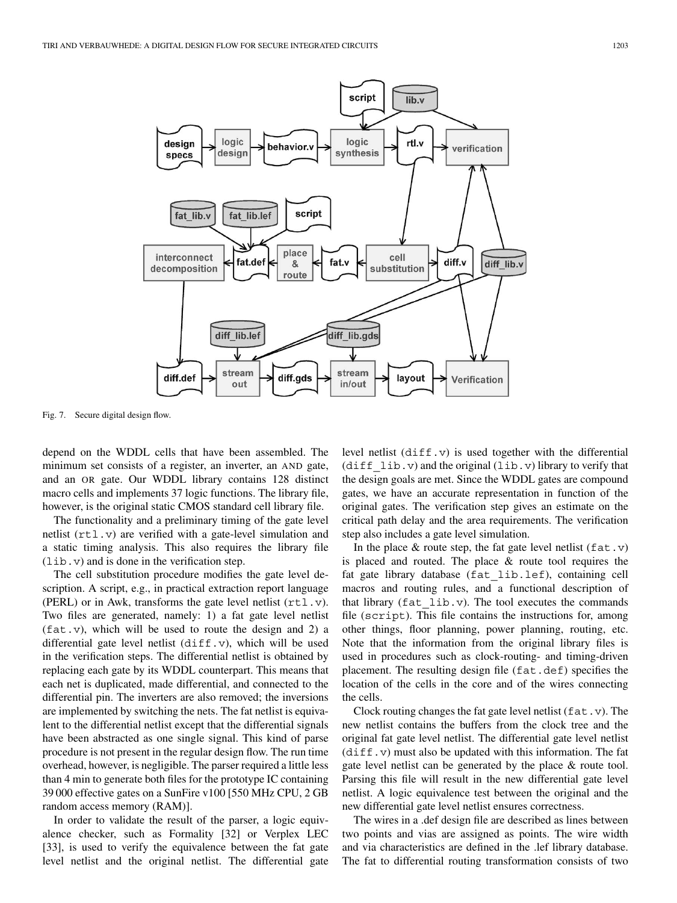design specs

logic design

behavior.v

script

lib.v

logic synthesis

rtl.v

verification

fat_lib.v

fat_lib.lef

script

interconnect decomposition

fat.def

place & route

fat.v

cell substitution

diff.v

diff_lib.v

diff_lib.lef

diff_lib.gds

diff.def

stream out

diff.gds

stream in/out

layout

Verification

Fig. 7. Secure digital design flow.

depend on the WDDL cells that have been assembled. The minimum set consists of a register, an inverter, an AND gate, and an OR gate. Our WDDL library contains 128 distinct macro cells and implements 37 logic functions. The library file, however, is the original static CMOS standard cell library file.

The functionality and a preliminary timing of the gate level netlist (`rtl.v`) are verified with a gate-level simulation and a static timing analysis. This also requires the library file (`lib.v`) and is done in the verification step.

The cell substitution procedure modifies the gate level description. A script, e.g., in practical extraction report language (PERL) or in Awk, transforms the gate level netlist (`rtl.v`). Two files are generated, namely: 1) a fat gate level netlist (`fat.v`), which will be used to route the design and 2) a differential gate level netlist (`diff.v`), which will be used in the verification steps. The differential netlist is obtained by replacing each gate by its WDDL counterpart. This means that each net is duplicated, made differential, and connected to the differential pin. The inverters are also removed; the inversions are implemented by switching the nets. The fat netlist is equivalent to the differential netlist except that the differential signals have been abstracted as one single signal. This kind of parse procedure is not present in the regular design flow. The run time overhead, however, is negligible. The parser required a little less than 4 min to generate both files for the prototype IC containing 39 000 effective gates on a SunFire v100 [550 MHz CPU, 2 GB random access memory (RAM)].

In order to validate the result of the parser, a logic equivalence checker, such as Formality [32] or Verplex LEC [33], is used to verify the equivalence between the fat gate level netlist and the original netlist. The differential gate level netlist (`diff.v`) is used together with the differential (`diff_lib.v`) and the original (`lib.v`) library to verify that the design goals are met. Since the WDDL gates are compound gates, we have an accurate representation in function of the original gates. The verification step gives an estimate on the critical path delay and the area requirements. The verification step also includes a gate level simulation.

In the place & route step, the fat gate level netlist (`fat.v`) is placed and routed. The place & route tool requires the fat gate library database (`fat_lib.lef`), containing cell macros and routing rules, and a functional description of that library (`fat_lib.v`). The tool executes the commands file (`script`). This file contains the instructions for, among other things, floor planning, power planning, routing, etc. Note that the information from the original library files is used in procedures such as clock-routing- and timing-driven placement. The resulting design file (`fat.def`) specifies the location of the cells in the core and of the wires connecting the cells.

Clock routing changes the fat gate level netlist (`fat.v`). The new netlist contains the buffers from the clock tree and the original fat gate level netlist. The differential gate level netlist (`diff.v`) must also be updated with this information. The fat gate level netlist can be generated by the place & route tool. Parsing this file will result in the new differential gate level netlist. A logic equivalence test between the original and the new differential gate level netlist ensures correctness.

The wires in a .def design file are described as lines between two points and vias are assigned as points. The wire width and via characteristics are defined in the .lef library database. The fat to differential routing transformation consists of two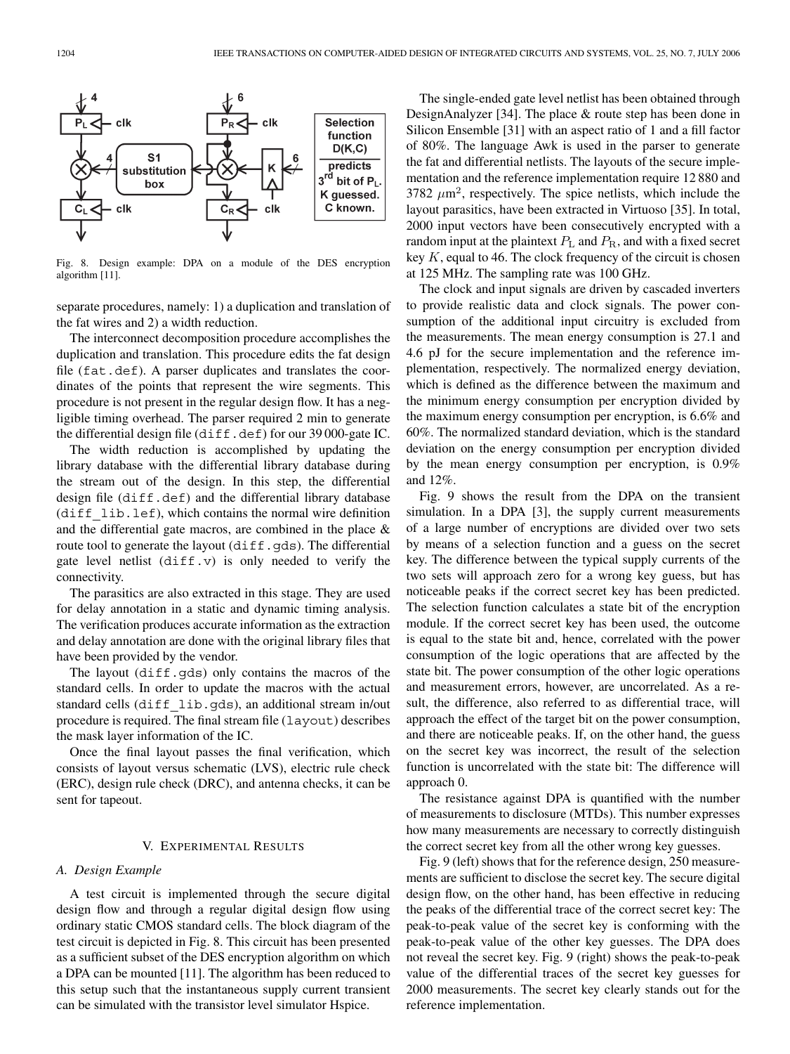4

$P_L$ ← clk

6

$P_R$ ← clk

S1 substitution box

4

K

6

$C_L$ ← clk

$C_R$ ← clk

Selection function D(K,C) predicts 3rd bit of $P_L$. K guessed. C known.

Fig. 8. Design example: DPA on a module of the DES encryption algorithm [11].

separate procedures, namely: 1) a duplication and translation of the fat wires and 2) a width reduction.

The interconnect decomposition procedure accomplishes the duplication and translation. This procedure edits the fat design file (fat.def). A parser duplicates and translates the coordinates of the points that represent the wire segments. This procedure is not present in the regular design flow. It has a negligible timing overhead. The parser required 2 min to generate the differential design file (diff.def) for our 39 000-gate IC.

The width reduction is accomplished by updating the library database with the differential library database during the stream out of the design. In this step, the differential design file (diff.def) and the differential library database (diff_lib.lef), which contains the normal wire definition and the differential gate macros, are combined in the place & route tool to generate the layout (diff.gds). The differential gate level netlist (diff.v) is only needed to verify the connectivity.

The parasitics are also extracted in this stage. They are used for delay annotation in a static and dynamic timing analysis. The verification produces accurate information as the extraction and delay annotation are done with the original library files that have been provided by the vendor.

The layout (diff.gds) only contains the macros of the standard cells. In order to update the macros with the actual standard cells (diff_lib.gds), an additional stream in/out procedure is required. The final stream file (layout) describes the mask layer information of the IC.

Once the final layout passes the final verification, which consists of layout versus schematic (LVS), electric rule check (ERC), design rule check (DRC), and antenna checks, it can be sent for tapeout.

## V. Experimental Results

### A. Design Example

A test circuit is implemented through the secure digital design flow and through a regular digital design flow using ordinary static CMOS standard cells. The block diagram of the test circuit is depicted in Fig. 8. This circuit has been presented as a sufficient subset of the DES encryption algorithm on which a DPA can be mounted [11]. The algorithm has been reduced to this setup such that the instantaneous supply current transient can be simulated with the transistor level simulator Hspice.

The single-ended gate level netlist has been obtained through DesignAnalyzer [34]. The place & route step has been done in Silicon Ensemble [31] with an aspect ratio of 1 and a fill factor of 80%. The language Awk is used in the parser to generate the fat and differential netlists. The layouts of the secure implementation and the reference implementation require 12 880 and 3782 $\mu m^2$, respectively. The spice netlists, which include the layout parasitics, have been extracted in Virtuoso [35]. In total, 2000 input vectors have been consecutively encrypted with a random input at the plaintext $P_L$ and $P_R$, and with a fixed secret key $K$, equal to 46. The clock frequency of the circuit is chosen at 125 MHz. The sampling rate was 100 GHz.

The clock and input signals are driven by cascaded inverters to provide realistic data and clock signals. The power consumption of the additional input circuitry is excluded from the measurements. The mean energy consumption is 27.1 and 4.6 pJ for the secure implementation and the reference implementation, respectively. The normalized energy deviation, which is defined as the difference between the maximum and the minimum energy consumption per encryption divided by the maximum energy consumption per encryption, is 6.6% and 60%. The normalized standard deviation, which is the standard deviation on the energy consumption per encryption divided by the mean energy consumption per encryption, is 0.9% and 12%.

Fig. 9 shows the result from the DPA on the transient simulation. In a DPA [3], the supply current measurements of a large number of encryptions are divided over two sets by means of a selection function and a guess on the secret key. The difference between the typical supply currents of the two sets will approach zero for a wrong key guess, but has noticeable peaks if the correct secret key has been predicted. The selection function calculates a state bit of the encryption module. If the correct secret key has been used, the outcome is equal to the state bit and, hence, correlated with the power consumption of the logic operations that are affected by the state bit. The power consumption of the other logic operations and measurement errors, however, are uncorrelated. As a result, the difference, also referred to as differential trace, will approach the effect of the target bit on the power consumption, and there are noticeable peaks. If, on the other hand, the guess on the secret key was incorrect, the result of the selection function is uncorrelated with the state bit: The difference will approach 0.

The resistance against DPA is quantified with the number of measurements to disclosure (MTDs). This number expresses how many measurements are necessary to correctly distinguish the correct secret key from all the other wrong key guesses.

Fig. 9 (left) shows that for the reference design, 250 measurements are sufficient to disclose the secret key. The secure digital design flow, on the other hand, has been effective in reducing the peaks of the differential trace of the correct secret key: The peak-to-peak value of the secret key is conforming with the peak-to-peak value of the other key guesses. The DPA does not reveal the secret key. Fig. 9 (right) shows the peak-to-peak value of the differential traces of the secret key guesses for 2000 measurements. The secret key clearly stands out for the reference implementation.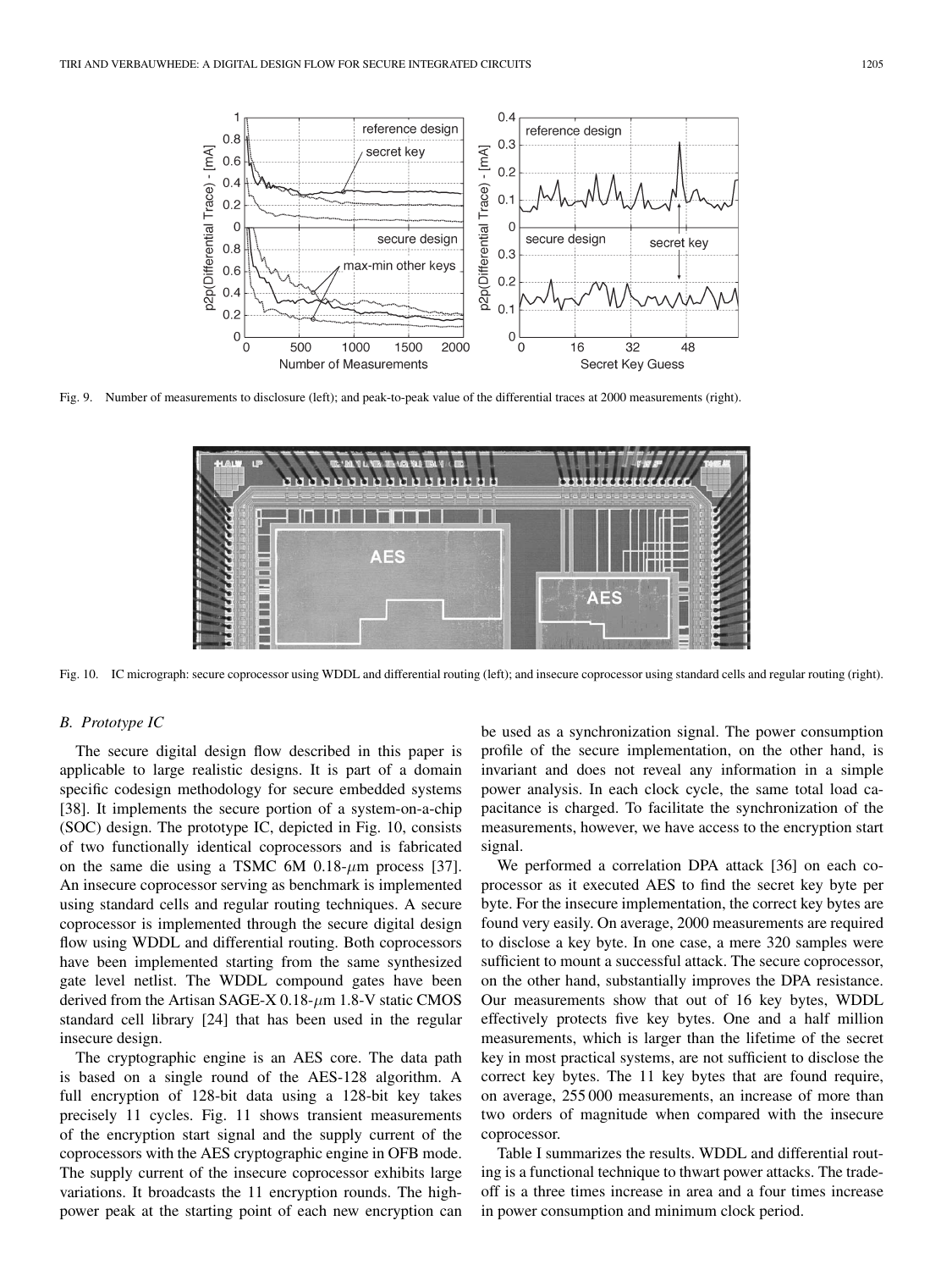Fig. 9. Number of measurements to disclosure (left); and peak-to-peak value of the differential traces at 2000 measurements (right).

Fig. 10. IC micrograph: secure coprocessor using WDDL and differential routing (left); and insecure coprocessor using standard cells and regular routing (right).

### B. Prototype IC

The secure digital design flow described in this paper is applicable to large realistic designs. It is part of a domain specific codesign methodology for secure embedded systems [38]. It implements the secure portion of a system-on-a-chip (SOC) design. The prototype IC, depicted in Fig. 10, consists of two functionally identical coprocessors and is fabricated on the same die using a TSMC 6M 0.18-$\mu$m process [37]. An insecure coprocessor serving as benchmark is implemented using standard cells and regular routing techniques. A secure coprocessor is implemented through the secure digital design flow using WDDL and differential routing. Both coprocessors have been implemented starting from the same synthesized gate level netlist. The WDDL compound gates have been derived from the Artisan SAGE-X 0.18-$\mu$m 1.8-V static CMOS standard cell library [24] that has been used in the regular insecure design.

The cryptographic engine is an AES core. The data path is based on a single round of the AES-128 algorithm. A full encryption of 128-bit data using a 128-bit key takes precisely 11 cycles. Fig. 11 shows transient measurements of the encryption start signal and the supply current of the coprocessors with the AES cryptographic engine in OFB mode. The supply current of the insecure coprocessor exhibits large variations. It broadcasts the 11 encryption rounds. The high-power peak at the starting point of each new encryption can be used as a synchronization signal. The power consumption profile of the secure implementation, on the other hand, is invariant and does not reveal any information in a simple power analysis. In each clock cycle, the same total load capacitance is charged. To facilitate the synchronization of the measurements, however, we have access to the encryption start signal.

We performed a correlation DPA attack [36] on each coprocessor as it executed AES to find the secret key byte per byte. For the insecure implementation, the correct key bytes are found very easily. On average, 2000 measurements are required to disclose a key byte. In one case, a mere 320 samples were sufficient to mount a successful attack. The secure coprocessor, on the other hand, substantially improves the DPA resistance. Our measurements show that out of 16 key bytes, WDDL effectively protects five key bytes. One and a half million measurements, which is larger than the lifetime of the secret key in most practical systems, are not sufficient to disclose the correct key bytes. The 11 key bytes that are found require, on average, 255 000 measurements, an increase of more than two orders of magnitude when compared with the insecure coprocessor.

Table I summarizes the results. WDDL and differential routing is a functional technique to thwart power attacks. The tradeoff is a three times increase in area and a four times increase in power consumption and minimum clock period.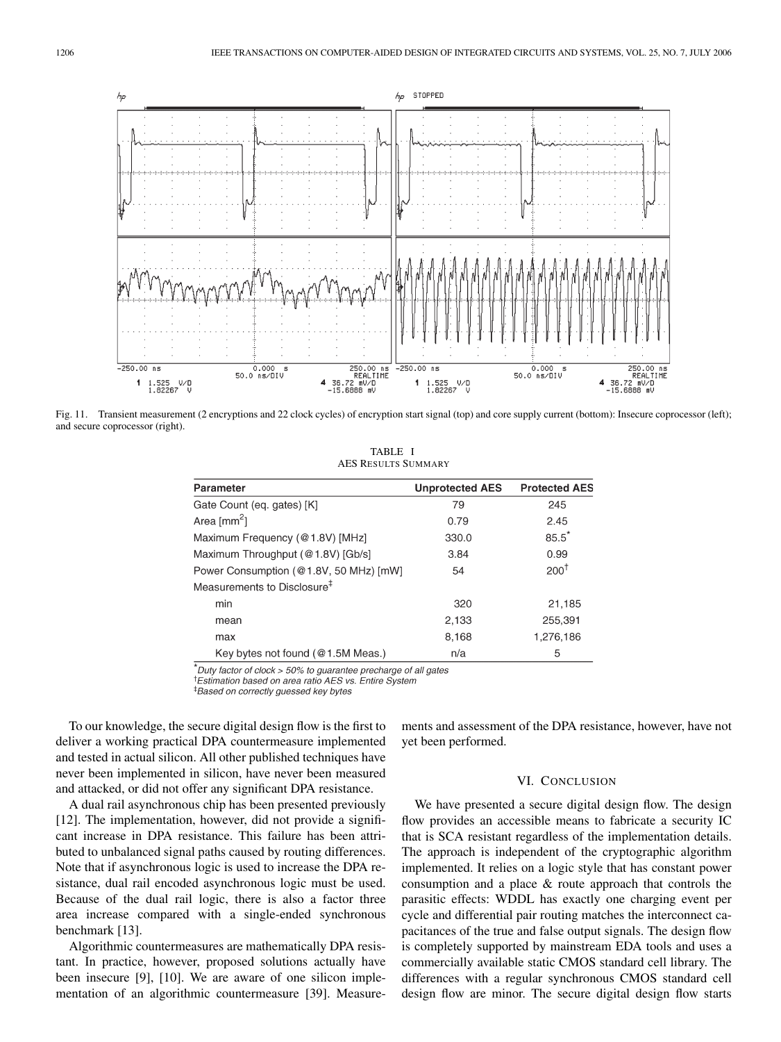Fig. 11. Transient measurement (2 encryptions and 22 clock cycles) of encryption start signal (top) and core supply current (bottom): Insecure coprocessor (left); and secure coprocessor (right).

TABLE I
AES RESULTS SUMMARY

| Parameter | Unprotected AES | Protected AES |
|---|---|---|
| Gate Count (eq. gates) [K] | 79 | 245 |
| Area [mm$^2$] | 0.79 | 2.45 |
| Maximum Frequency (@1.8V) [MHz] | 330.0 | 85.5* |
| Maximum Throughput (@1.8V) [Gb/s] | 3.84 | 0.99 |
| Power Consumption (@1.8V, 50 MHz) [mW] | 54 | 200† |
| Measurements to Disclosure‡ | | |
| min | 320 | 21,185 |
| mean | 2,133 | 255,391 |
| max | 8,168 | 1,276,186 |
| Key bytes not found (@1.5M Meas.) | n/a | 5 |

*Duty factor of clock > 50% to guarantee precharge of all gates
†Estimation based on area ratio AES vs. Entire System
‡Based on correctly guessed key bytes

To our knowledge, the secure digital design flow is the first to deliver a working practical DPA countermeasure implemented and tested in actual silicon. All other published techniques have never been implemented in silicon, have never been measured and attacked, or did not offer any significant DPA resistance.

A dual rail asynchronous chip has been presented previously [12]. The implementation, however, did not provide a significant increase in DPA resistance. This failure has been attributed to unbalanced signal paths caused by routing differences. Note that if asynchronous logic is used to increase the DPA resistance, dual rail encoded asynchronous logic must be used. Because of the dual rail logic, there is also a factor three area increase compared with a single-ended synchronous benchmark [13].

Algorithmic countermeasures are mathematically DPA resistant. In practice, however, proposed solutions actually have been insecure [9], [10]. We are aware of one silicon implementation of an algorithmic countermeasure [39]. Measurements and assessment of the DPA resistance, however, have not yet been performed.

## VI. CONCLUSION

We have presented a secure digital design flow. The design flow provides an accessible means to fabricate a security IC that is SCA resistant regardless of the implementation details. The approach is independent of the cryptographic algorithm implemented. It relies on a logic style that has constant power consumption and a place & route approach that controls the parasitic effects: WDDL has exactly one charging event per cycle and differential pair routing matches the interconnect capacitances of the true and false output signals. The design flow is completely supported by mainstream EDA tools and uses a commercially available static CMOS standard cell library. The differences with a regular synchronous CMOS standard cell design flow are minor. The secure digital design flow starts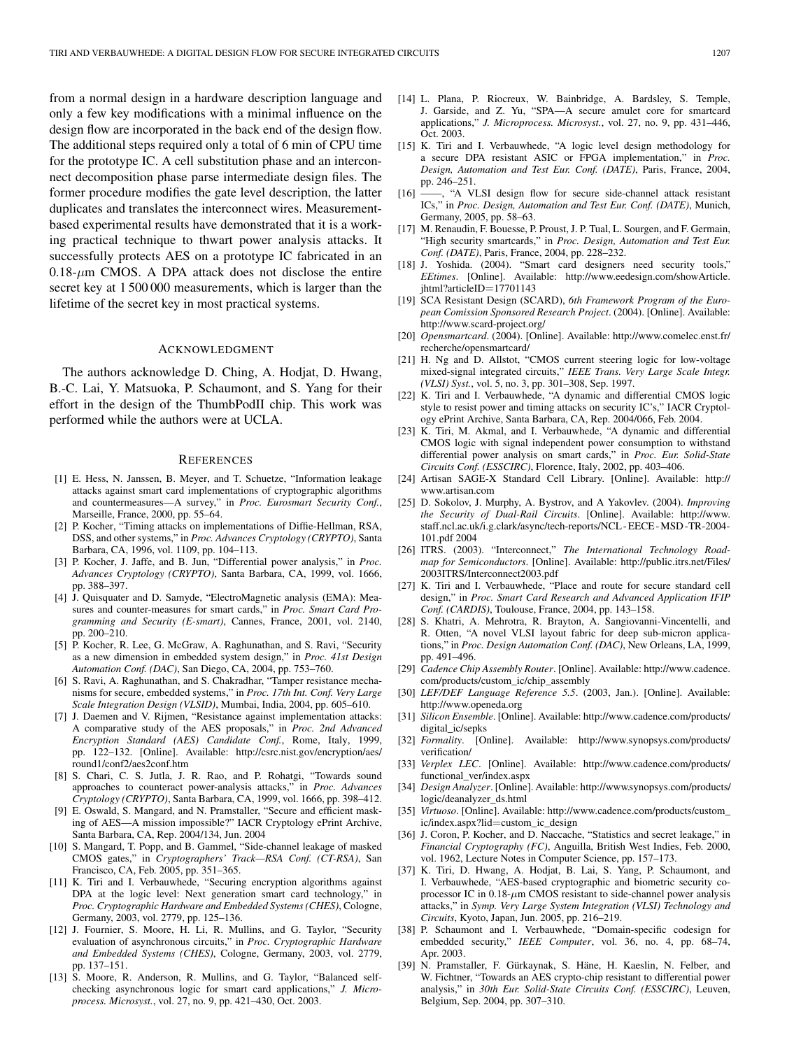from a normal design in a hardware description language and only a few key modifications with a minimal influence on the design flow are incorporated in the back end of the design flow. The additional steps required only a total of 6 min of CPU time for the prototype IC. A cell substitution phase and an interconnect decomposition phase parse intermediate design files. The former procedure modifies the gate level description, the latter duplicates and translates the interconnect wires. Measurement-based experimental results have demonstrated that it is a working practical technique to thwart power analysis attacks. It successfully protects AES on a prototype IC fabricated in an 0.18-$\mu$m CMOS. A DPA attack does not disclose the entire secret key at 1 500 000 measurements, which is larger than the lifetime of the secret key in most practical systems.

## Acknowledgment

The authors acknowledge D. Ching, A. Hodjat, D. Hwang, B.-C. Lai, Y. Matsuoka, P. Schaumont, and S. Yang for their effort in the design of the ThumbPodII chip. This work was performed while the authors were at UCLA.

## References

[1] E. Hess, N. Janssen, B. Meyer, and T. Schuetze, "Information leakage attacks against smart card implementations of cryptographic algorithms and countermeasures—A survey," in *Proc. Eurosmart Security Conf.*, Marseille, France, 2000, pp. 55–64.

[2] P. Kocher, "Timing attacks on implementations of Diffie-Hellman, RSA, DSS, and other systems," in *Proc. Advances Cryptology (CRYPTO)*, Santa Barbara, CA, 1996, vol. 1109, pp. 104–113.

[3] P. Kocher, J. Jaffe, and B. Jun, "Differential power analysis," in *Proc. Advances Cryptology (CRYPTO)*, Santa Barbara, CA, 1999, vol. 1666, pp. 388–397.

[4] J. Quisquater and D. Samyde, "ElectroMagnetic analysis (EMA): Measures and counter-measures for smart cards," in *Proc. Smart Card Programming and Security (E-smart)*, Cannes, France, 2001, vol. 2140, pp. 200–210.

[5] P. Kocher, R. Lee, G. McGraw, A. Raghunathan, and S. Ravi, "Security as a new dimension in embedded system design," in *Proc. 41st Design Automation Conf. (DAC)*, San Diego, CA, 2004, pp. 753–760.

[6] S. Ravi, A. Raghunathan, and S. Chakradhar, "Tamper resistance mechanisms for secure, embedded systems," in *Proc. 17th Int. Conf. Very Large Scale Integration Design (VLSID)*, Mumbai, India, 2004, pp. 605–610.

[7] J. Daemen and V. Rijmen, "Resistance against implementation attacks: A comparative study of the AES proposals," in *Proc. 2nd Advanced Encryption Standard (AES) Candidate Conf.*, Rome, Italy, 1999, pp. 122–132. [Online]. Available: http://csrc.nist.gov/encryption/aes/round1/conf2/aes2conf.htm

[8] S. Chari, C. S. Jutla, J. R. Rao, and P. Rohatgi, "Towards sound approaches to counteract power-analysis attacks," in *Proc. Advances Cryptology (CRYPTO)*, Santa Barbara, CA, 1999, vol. 1666, pp. 398–412.

[9] E. Oswald, S. Mangard, and N. Pramstaller, "Secure and efficient masking of AES—A mission impossible?" IACR Cryptology ePrint Archive, Santa Barbara, CA, Rep. 2004/134, Jun. 2004

[10] S. Mangard, T. Popp, and B. Gammel, "Side-channel leakage of masked CMOS gates," in *Cryptographers' Track—RSA Conf. (CT-RSA)*, San Francisco, CA, Feb. 2005, pp. 351–365.

[11] K. Tiri and I. Verbauwhede, "Securing encryption algorithms against DPA at the logic level: Next generation smart card technology," in *Proc. Cryptographic Hardware and Embedded Systems (CHES)*, Cologne, Germany, 2003, vol. 2779, pp. 125–136.

[12] J. Fournier, S. Moore, H. Li, R. Mullins, and G. Taylor, "Security evaluation of asynchronous circuits," in *Proc. Cryptographic Hardware and Embedded Systems (CHES)*, Cologne, Germany, 2003, vol. 2779, pp. 137–151.

[13] S. Moore, R. Anderson, R. Mullins, and G. Taylor, "Balanced self-checking asynchronous logic for smart card applications," *J. Microprocess. Microsyst.*, vol. 27, no. 9, pp. 421–430, Oct. 2003.

[14] L. Plana, P. Riocreux, W. Bainbridge, A. Bardsley, S. Temple, J. Garside, and Z. Yu, "SPA—A secure amulet core for smartcard applications," *J. Microprocess. Microsyst.*, vol. 27, no. 9, pp. 431–446, Oct. 2003.

[15] K. Tiri and I. Verbauwhede, "A logic level design methodology for a secure DPA resistant ASIC or FPGA implementation," in *Proc. Design, Automation and Test Eur. Conf. (DATE)*, Paris, France, 2004, pp. 246–251.

[16] ——, "A VLSI design flow for secure side-channel attack resistant ICs," in *Proc. Design, Automation and Test Eur. Conf. (DATE)*, Munich, Germany, 2005, pp. 58–63.

[17] M. Renaudin, F. Bouesse, P. Proust, J. P. Tual, L. Sourgen, and F. Germain, "High security smartcards," in *Proc. Design, Automation and Test Eur. Conf. (DATE)*, Paris, France, 2004, pp. 228–232.

[18] J. Yoshida. (2004). "Smart card designers need security tools," *EEtimes*. [Online]. Available: http://www.eedesign.com/showArticle.jhtml?articleID=17701143

[19] SCA Resistant Design (SCARD), *6th Framework Program of the European Comission Sponsored Research Project*. (2004). [Online]. Available: http://www.scard-project.org/

[20] *Opensmartcard*. (2004). [Online]. Available: http://www.comelec.enst.fr/recherche/opensmartcard/

[21] H. Ng and D. Allstot, "CMOS current steering logic for low-voltage mixed-signal integrated circuits," *IEEE Trans. Very Large Scale Integr. (VLSI) Syst.*, vol. 5, no. 3, pp. 301–308, Sep. 1997.

[22] K. Tiri and I. Verbauwhede, "A dynamic and differential CMOS logic style to resist power and timing attacks on security IC's," IACR Cryptology ePrint Archive, Santa Barbara, CA, Rep. 2004/066, Feb. 2004.

[23] K. Tiri, M. Akmal, and I. Verbauwhede, "A dynamic and differential CMOS logic with signal independent power consumption to withstand differential power analysis on smart cards," in *Proc. Eur. Solid-State Circuits Conf. (ESSCIRC)*, Florence, Italy, 2002, pp. 403–406.

[24] Artisan SAGE-X Standard Cell Library. [Online]. Available: http://www.artisan.com

[25] D. Sokolov, J. Murphy, A. Bystrov, and A Yakovlev. (2004). *Improving the Security of Dual-Rail Circuits*. [Online]. Available: http://www.staff.ncl.ac.uk/i.g.clark/async/tech-reports/NCL-EECE-MSD-TR-2004-101.pdf 2004

[26] ITRS. (2003). "Interconnect," *The International Technology Roadmap for Semiconductors*. [Online]. Available: http://public.itrs.net/Files/2003ITRS/Interconnect2003.pdf

[27] K. Tiri and I. Verbauwhede, "Place and route for secure standard cell design," in *Proc. Smart Card Research and Advanced Application IFIP Conf. (CARDIS)*, Toulouse, France, 2004, pp. 143–158.

[28] S. Khatri, A. Mehrotra, R. Brayton, A. Sangiovanni-Vincentelli, and R. Otten, "A novel VLSI layout fabric for deep sub-micron applications," in *Proc. Design Automation Conf. (DAC)*, New Orleans, LA, 1999, pp. 491–496.

[29] *Cadence Chip Assembly Router*. [Online]. Available: http://www.cadence.com/products/custom_ic/chip_assembly

[30] *LEF/DEF Language Reference 5.5*. (2003, Jan.). [Online]. Available: http://www.openeda.org

[31] *Silicon Ensemble*. [Online]. Available: http://www.cadence.com/products/digital_ic/sepks

[32] *Formality*. [Online]. Available: http://www.synopsys.com/products/verification/

[33] *Verplex LEC*. [Online]. Available: http://www.cadence.com/products/functional_ver/index.aspx

[34] *Design Analyzer*. [Online]. Available: http://www.synopsys.com/products/logic/deanalyzer_ds.html

[35] *Virtuoso*. [Online]. Available: http://www.cadence.com/products/custom_ic/index.aspx?lid=custom_ic_design

[36] J. Coron, P. Kocher, and D. Naccache, "Statistics and secret leakage," in *Financial Cryptography (FC)*, Anguilla, British West Indies, Feb. 2000, vol. 1962, Lecture Notes in Computer Science, pp. 157–173.

[37] K. Tiri, D. Hwang, A. Hodjat, B. Lai, S. Yang, P. Schaumont, and I. Verbauwhede, "AES-based cryptographic and biometric security coprocessor IC in 0.18-$\mu$m CMOS resistant to side-channel power analysis attacks," in *Symp. Very Large System Integration (VLSI) Technology and Circuits*, Kyoto, Japan, Jun. 2005, pp. 216–219.

[38] P. Schaumont and I. Verbauwhede, "Domain-specific codesign for embedded security," *IEEE Computer*, vol. 36, no. 4, pp. 68–74, Apr. 2003.

[39] N. Pramstaller, F. Gürkaynak, S. Häne, H. Kaeslin, N. Felber, and W. Fichtner, "Towards an AES crypto-chip resistant to differential power analysis," in *30th Eur. Solid-State Circuits Conf. (ESSCIRC)*, Leuven, Belgium, Sep. 2004, pp. 307–310.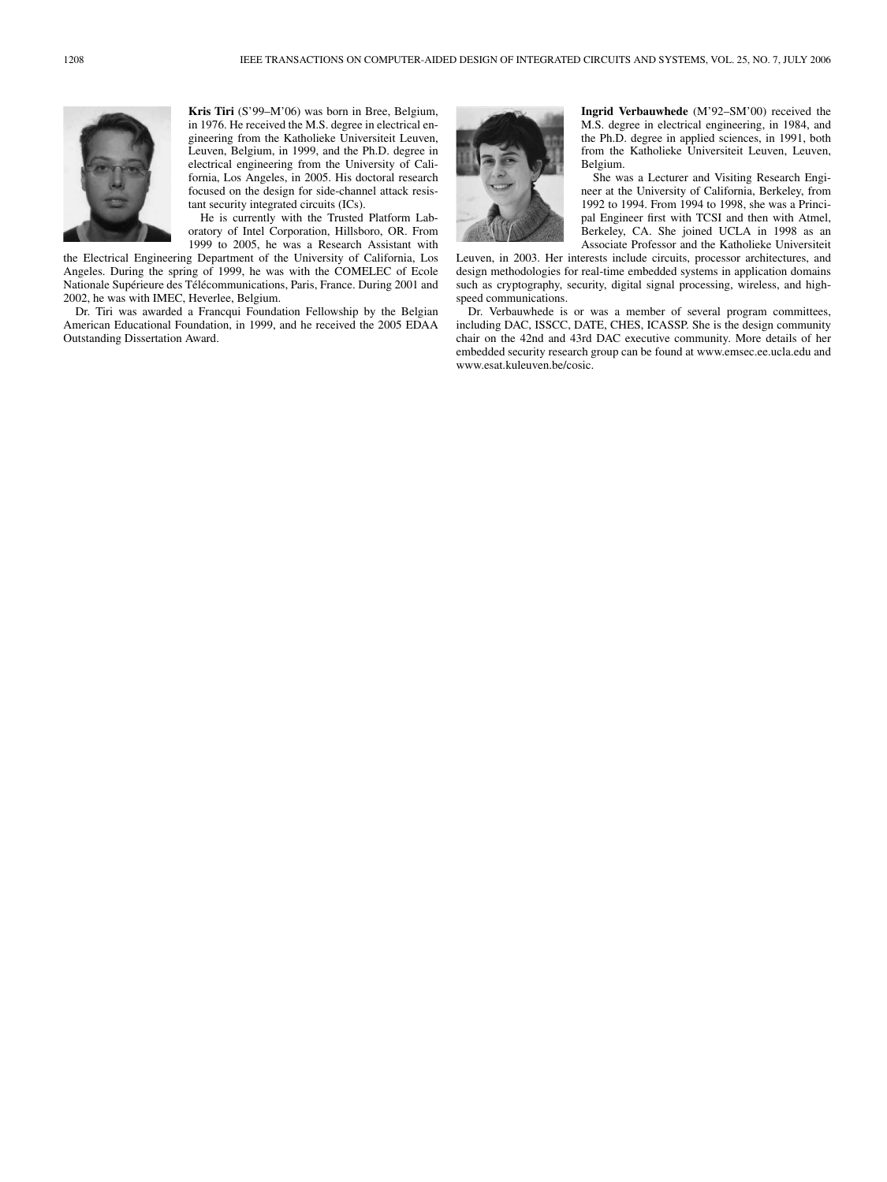**Kris Tiri** (S'99–M'06) was born in Bree, Belgium, in 1976. He received the M.S. degree in electrical engineering from the Katholieke Universiteit Leuven, Leuven, Belgium, in 1999, and the Ph.D. degree in electrical engineering from the University of California, Los Angeles, in 2005. His doctoral research focused on the design for side-channel attack resistant security integrated circuits (ICs).

He is currently with the Trusted Platform Laboratory of Intel Corporation, Hillsboro, OR. From 1999 to 2005, he was a Research Assistant with the Electrical Engineering Department of the University of California, Los Angeles. During the spring of 1999, he was with the COMELEC of Ecole Nationale Supérieure des Télécommunications, Paris, France. During 2001 and 2002, he was with IMEC, Heverlee, Belgium.

Dr. Tiri was awarded a Francqui Foundation Fellowship by the Belgian American Educational Foundation, in 1999, and he received the 2005 EDAA Outstanding Dissertation Award.

**Ingrid Verbauwhede** (M'92–SM'00) received the M.S. degree in electrical engineering, in 1984, and the Ph.D. degree in applied sciences, in 1991, both from the Katholieke Universiteit Leuven, Leuven, Belgium.

She was a Lecturer and Visiting Research Engineer at the University of California, Berkeley, from 1992 to 1994. From 1994 to 1998, she was a Principal Engineer first with TCSI and then with Atmel, Berkeley, CA. She joined UCLA in 1998 as an Associate Professor and the Katholieke Universiteit Leuven, in 2003. Her interests include circuits, processor architectures, and design methodologies for real-time embedded systems in application domains such as cryptography, security, digital signal processing, wireless, and high-speed communications.

Dr. Verbauwhede is or was a member of several program committees, including DAC, ISSCC, DATE, CHES, ICASSP. She is the design community chair on the 42nd and 43rd DAC executive community. More details of her embedded security research group can be found at www.emsec.ee.ucla.edu and www.esat.kuleuven.be/cosic.